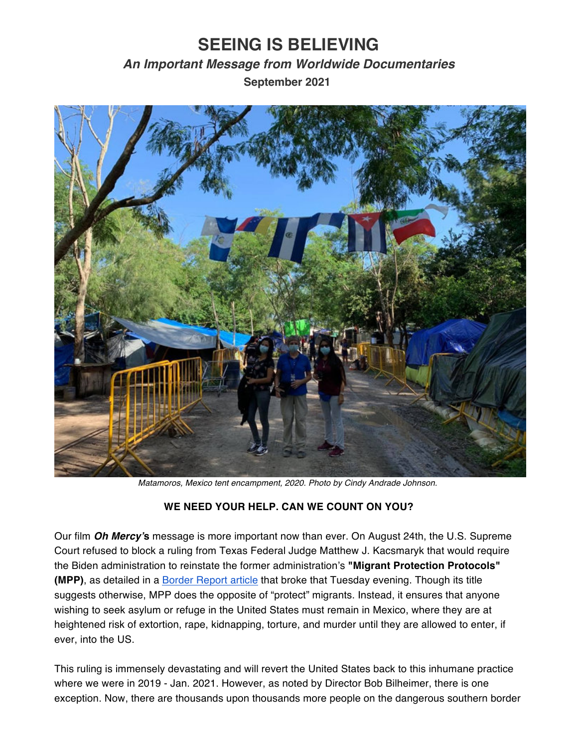# SEEING IS BELIEVING

### *An Important Message from Worldwide Documentaries*

**September 2021**

*Matamoros, Mexico tent encampment, 2020. Photo by Cindy Andrade Johnson.*

**WE NEED YOUR HELP. CAN WE COUNT ON YOU?**

Our film ***Oh Mercy's*** message is more important now than ever. On August 24th, the U.S. Supreme Court refused to block a ruling from Texas Federal Judge Matthew J. Kacsmaryk that would require the Biden administration to reinstate the former administration's **"Migrant Protection Protocols" (MPP)**, as detailed in a Border Report article that broke that Tuesday evening. Though its title suggests otherwise, MPP does the opposite of "protect" migrants. Instead, it ensures that anyone wishing to seek asylum or refuge in the United States must remain in Mexico, where they are at heightened risk of extortion, rape, kidnapping, torture, and murder until they are allowed to enter, if ever, into the US.

This ruling is immensely devastating and will revert the United States back to this inhumane practice where we were in 2019 - Jan. 2021. However, as noted by Director Bob Bilheimer, there is one exception. Now, there are thousands upon thousands more people on the dangerous southern border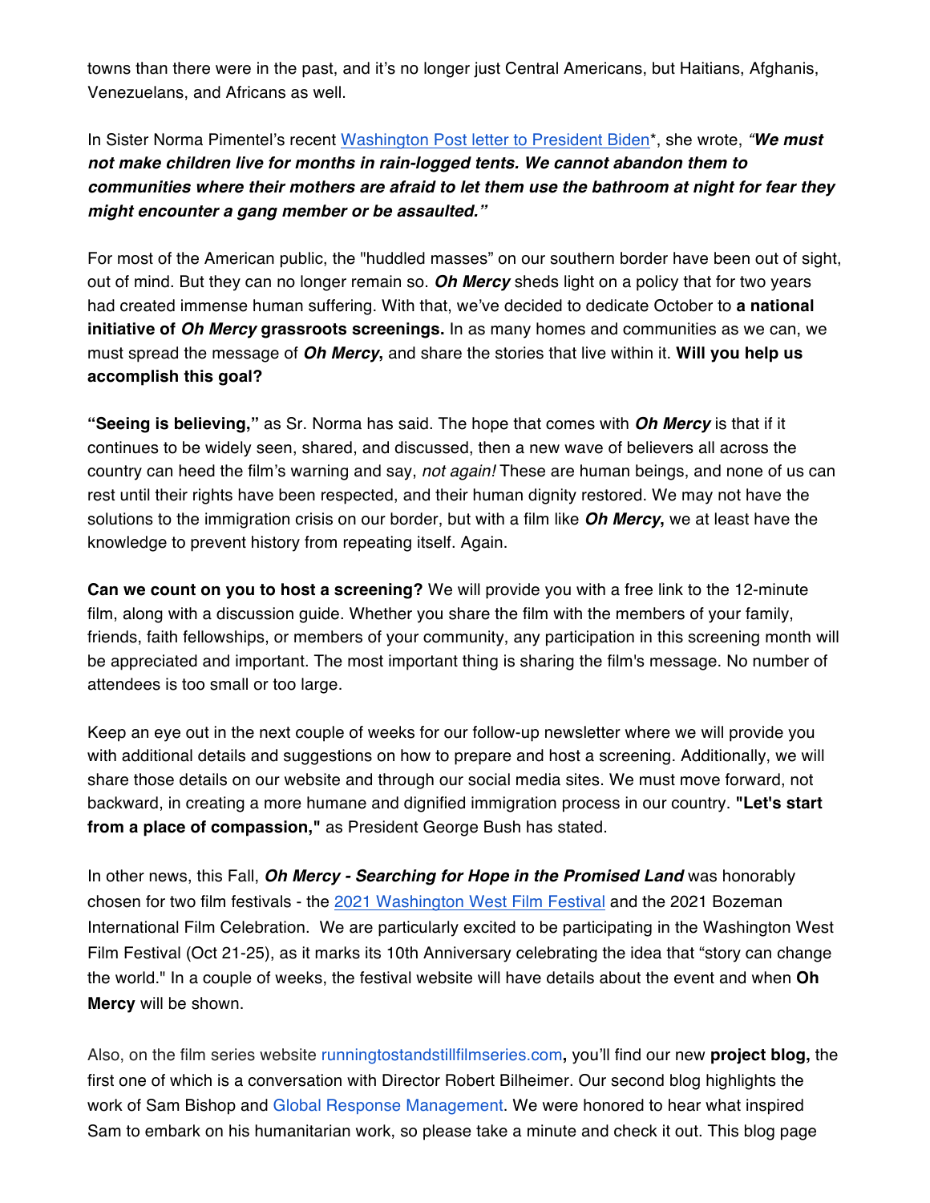towns than there were in the past, and it's no longer just Central Americans, but Haitians, Afghanis, Venezuelans, and Africans as well.

In Sister Norma Pimentel's recent [Washington Post letter to President Biden]*, she wrote, *"**We must not make children live for months in rain-logged tents. We cannot abandon them to communities where their mothers are afraid to let them use the bathroom at night for fear they might encounter a gang member or be assaulted.**"*

For most of the American public, the "huddled masses" on our southern border have been out of sight, out of mind. But they can no longer remain so. ***Oh Mercy*** sheds light on a policy that for two years had created immense human suffering. With that, we've decided to dedicate October to **a national initiative of *Oh Mercy* grassroots screenings.** In as many homes and communities as we can, we must spread the message of ***Oh Mercy*,** and share the stories that live within it. **Will you help us accomplish this goal?**

**"Seeing is believing,"** as Sr. Norma has said. The hope that comes with ***Oh Mercy*** is that if it continues to be widely seen, shared, and discussed, then a new wave of believers all across the country can heed the film's warning and say, *not again!* These are human beings, and none of us can rest until their rights have been respected, and their human dignity restored. We may not have the solutions to the immigration crisis on our border, but with a film like ***Oh Mercy*,** we at least have the knowledge to prevent history from repeating itself. Again.

**Can we count on you to host a screening?** We will provide you with a free link to the 12-minute film, along with a discussion guide. Whether you share the film with the members of your family, friends, faith fellowships, or members of your community, any participation in this screening month will be appreciated and important. The most important thing is sharing the film's message. No number of attendees is too small or too large.

Keep an eye out in the next couple of weeks for our follow-up newsletter where we will provide you with additional details and suggestions on how to prepare and host a screening. Additionally, we will share those details on our website and through our social media sites. We must move forward, not backward, in creating a more humane and dignified immigration process in our country. **"Let's start from a place of compassion,"** as President George Bush has stated.

In other news, this Fall, ***Oh Mercy - Searching for Hope in the Promised Land*** was honorably chosen for two film festivals - the [2021 Washington West Film Festival] and the 2021 Bozeman International Film Celebration. We are particularly excited to be participating in the Washington West Film Festival (Oct 21-25), as it marks its 10th Anniversary celebrating the idea that "story can change the world." In a couple of weeks, the festival website will have details about the event and when **Oh Mercy** will be shown.

Also, on the film series website runningtostandstillfilmseries.com**,** you'll find our new **project blog,** the first one of which is a conversation with Director Robert Bilheimer. Our second blog highlights the work of Sam Bishop and Global Response Management. We were honored to hear what inspired Sam to embark on his humanitarian work, so please take a minute and check it out. This blog page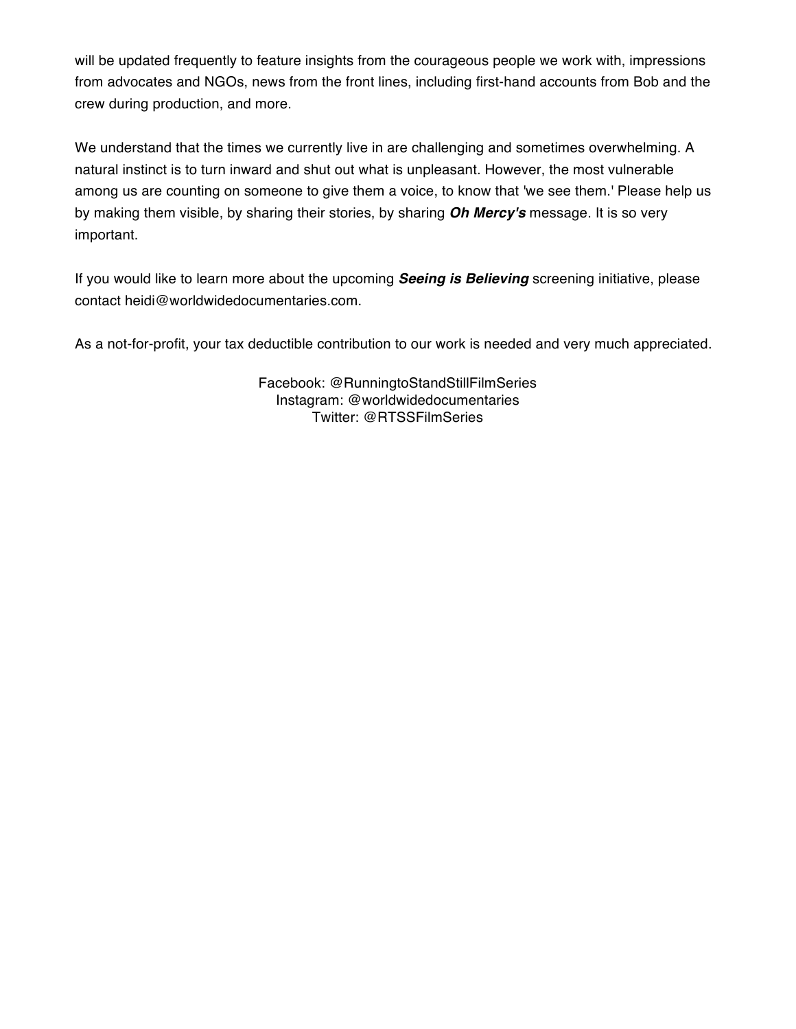will be updated frequently to feature insights from the courageous people we work with, impressions from advocates and NGOs, news from the front lines, including first-hand accounts from Bob and the crew during production, and more.

We understand that the times we currently live in are challenging and sometimes overwhelming. A natural instinct is to turn inward and shut out what is unpleasant. However, the most vulnerable among us are counting on someone to give them a voice, to know that 'we see them.' Please help us by making them visible, by sharing their stories, by sharing ***Oh Mercy's*** message. It is so very important.

If you would like to learn more about the upcoming ***Seeing is Believing*** screening initiative, please contact heidi@worldwidedocumentaries.com.

As a not-for-profit, your tax deductible contribution to our work is needed and very much appreciated.

Facebook: @RunningtoStandStillFilmSeries
Instagram: @worldwidedocumentaries
Twitter: @RTSSFilmSeries